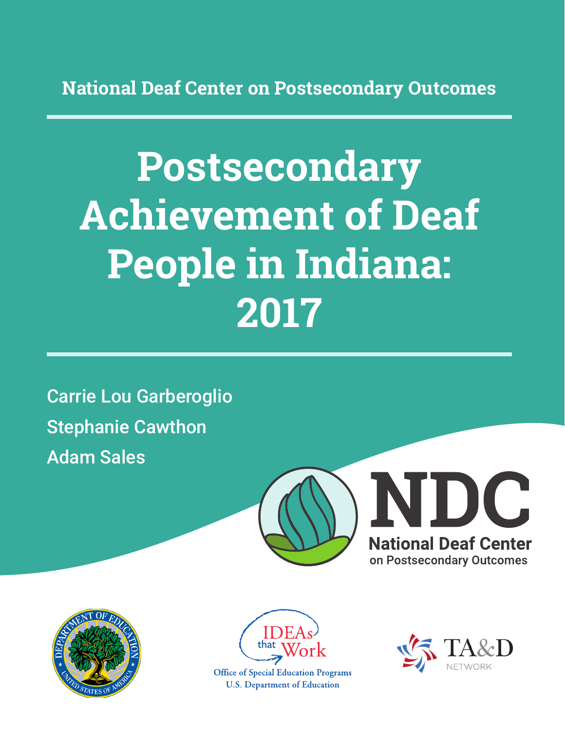National Deaf Center on Postsecondary Outcomes

# Postsecondary Achievement of Deaf People in Indiana: 2017

Carrie Lou Garberoglio

Stephanie Cawthon

Adam Sales

NDC

National Deaf Center on Postsecondary Outcomes

IDEAs that Work

Office of Special Education Programs
U.S. Department of Education

TA&D NETWORK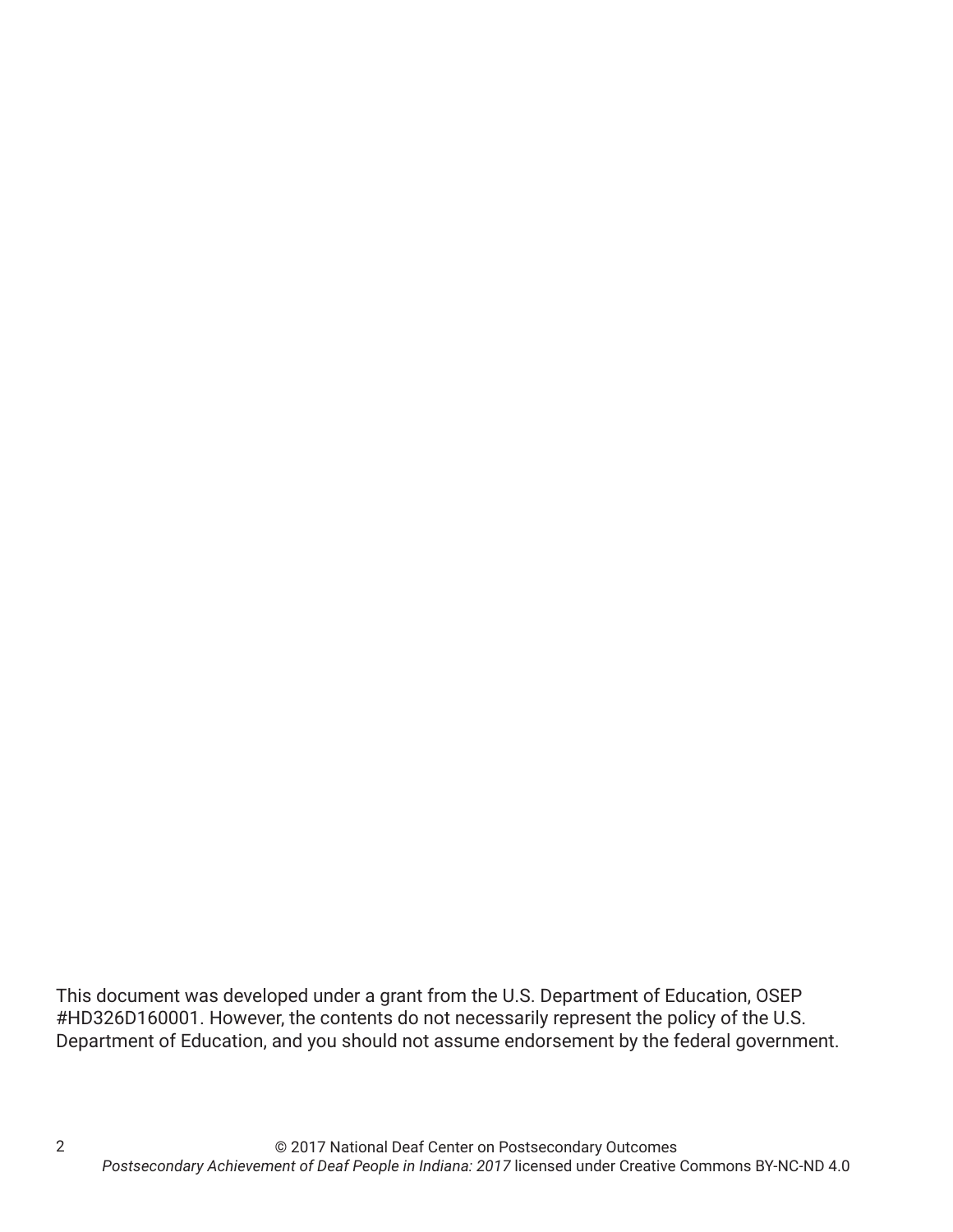This document was developed under a grant from the U.S. Department of Education, OSEP #HD326D160001. However, the contents do not necessarily represent the policy of the U.S. Department of Education, and you should not assume endorsement by the federal government.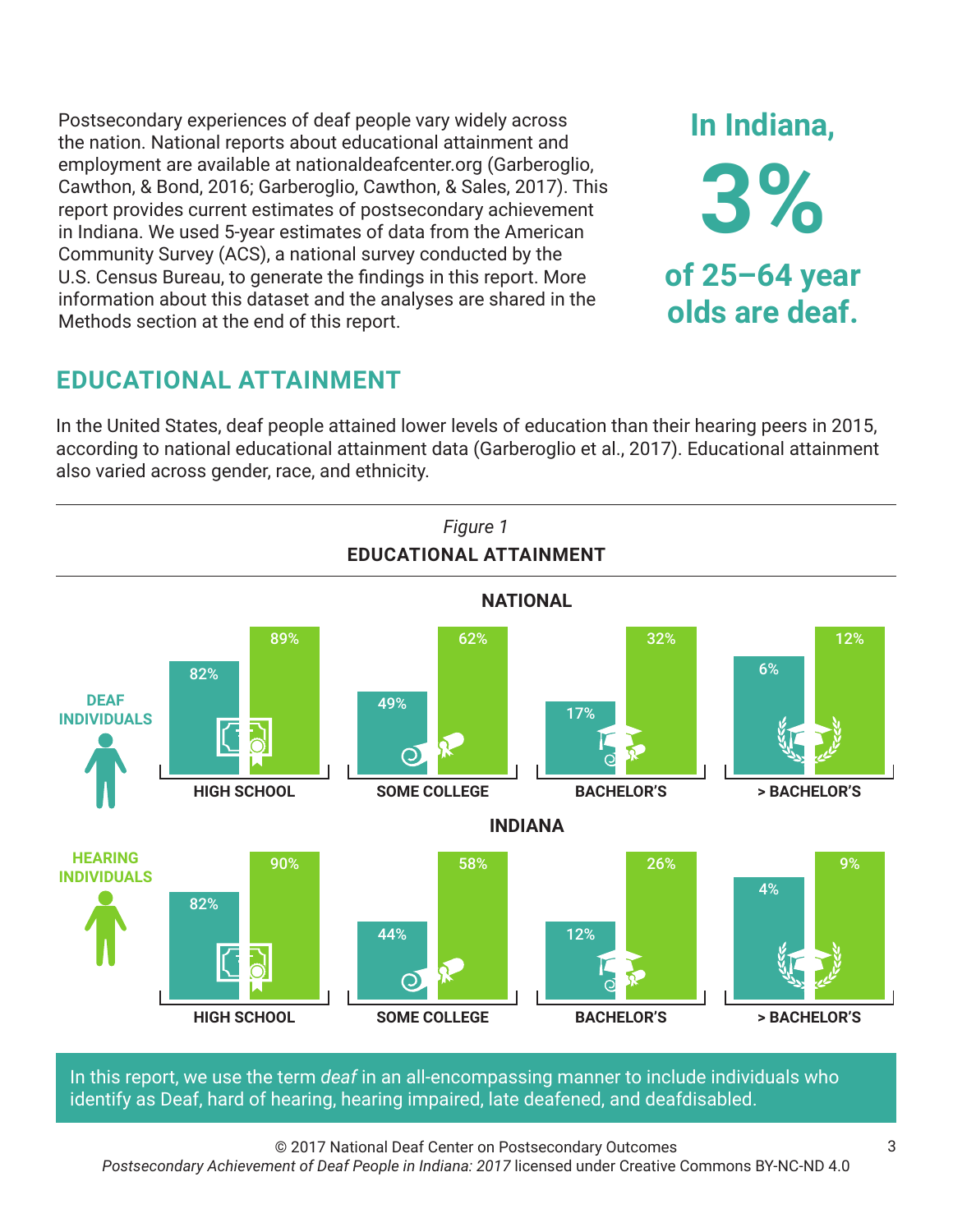Postsecondary experiences of deaf people vary widely across the nation. National reports about educational attainment and employment are available at nationaldeafcenter.org (Garberoglio, Cawthon, & Bond, 2016; Garberoglio, Cawthon, & Sales, 2017). This report provides current estimates of postsecondary achievement in Indiana. We used 5-year estimates of data from the American Community Survey (ACS), a national survey conducted by the U.S. Census Bureau, to generate the findings in this report. More information about this dataset and the analyses are shared in the Methods section at the end of this report.

**In Indiana, 3% of 25–64 year olds are deaf.**

## EDUCATIONAL ATTAINMENT

In the United States, deaf people attained lower levels of education than their hearing peers in 2015, according to national educational attainment data (Garberoglio et al., 2017). Educational attainment also varied across gender, race, and ethnicity.

*Figure 1*

**EDUCATIONAL ATTAINMENT**

**NATIONAL**

| | HIGH SCHOOL | SOME COLLEGE | BACHELOR'S | > BACHELOR'S |
|---|---|---|---|---|
| Deaf Individuals | 82% | 49% | 17% | 6% |
| Hearing Individuals | 89% | 62% | 32% | 12% |

**INDIANA**

| | HIGH SCHOOL | SOME COLLEGE | BACHELOR'S | > BACHELOR'S |
|---|---|---|---|---|
| Deaf Individuals | 82% | 44% | 12% | 4% |
| Hearing Individuals | 90% | 58% | 26% | 9% |

In this report, we use the term *deaf* in an all-encompassing manner to include individuals who identify as Deaf, hard of hearing, hearing impaired, late deafened, and deafdisabled.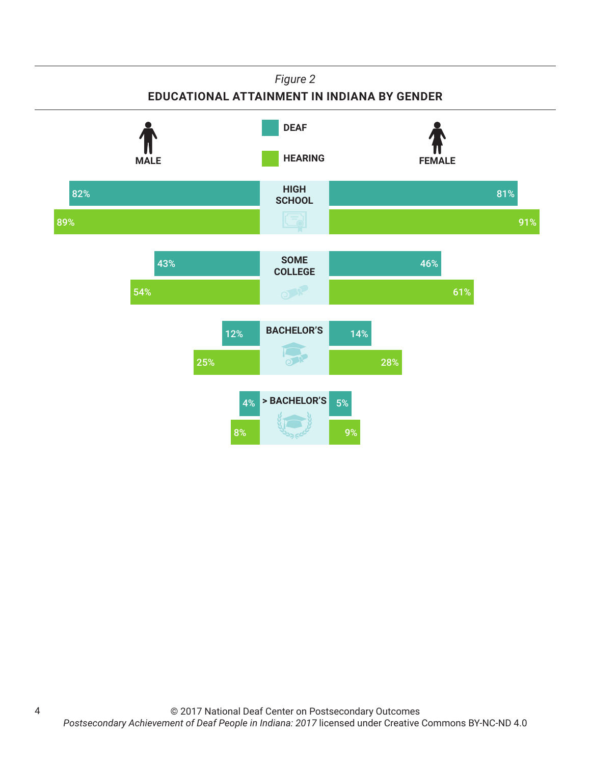*Figure 2*

**EDUCATIONAL ATTAINMENT IN INDIANA BY GENDER**

| | Male Deaf | Male Hearing | Female Deaf | Female Hearing |
|---|---|---|---|---|
| HIGH SCHOOL | 82% | 89% | 81% | 91% |
| SOME COLLEGE | 43% | 54% | 46% | 61% |
| BACHELOR'S | 12% | 25% | 14% | 28% |
| > BACHELOR'S | 4% | 8% | 5% | 9% |

© 2017 National Deaf Center on Postsecondary Outcomes
*Postsecondary Achievement of Deaf People in Indiana: 2017* licensed under Creative Commons BY-NC-ND 4.0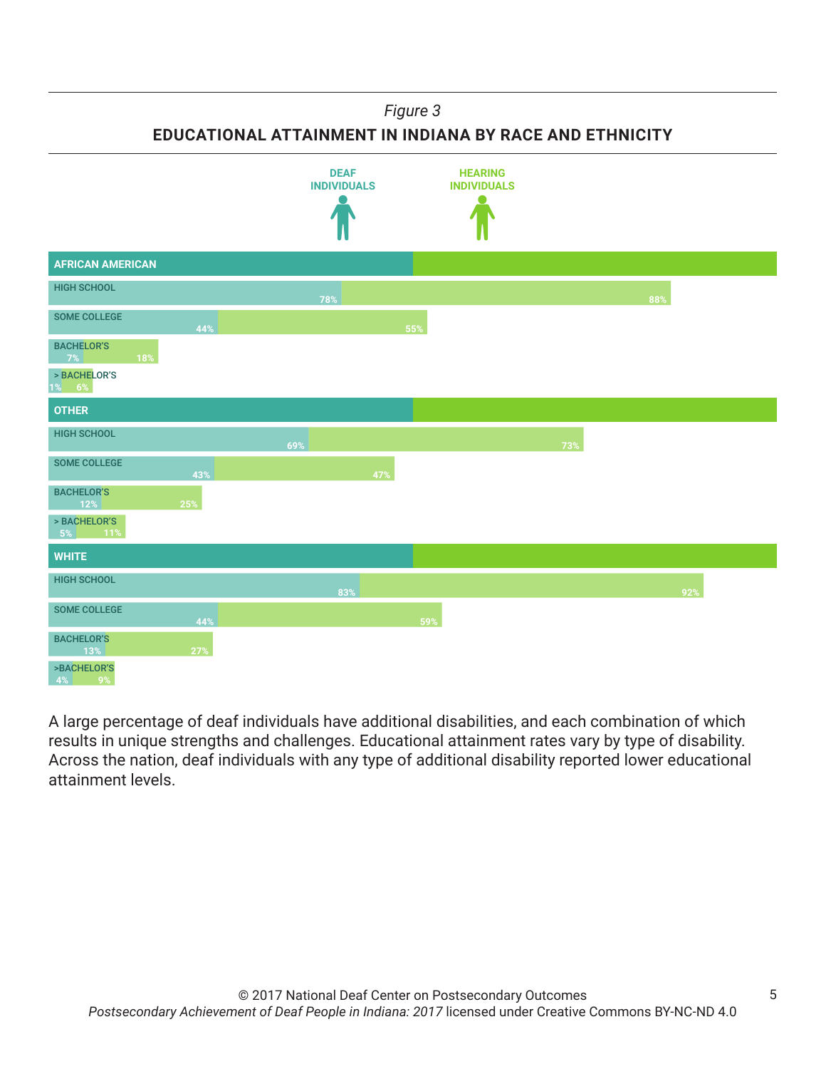*Figure 3*

**EDUCATIONAL ATTAINMENT IN INDIANA BY RACE AND ETHNICITY**

| | DEAF INDIVIDUALS | HEARING INDIVIDUALS |
|---|---|---|
| **AFRICAN AMERICAN** | | |
| HIGH SCHOOL | 78% | 88% |
| SOME COLLEGE | 44% | 55% |
| BACHELOR'S | 7% | 18% |
| > BACHELOR'S | 1% | 6% |
| **OTHER** | | |
| HIGH SCHOOL | 69% | 73% |
| SOME COLLEGE | 43% | 47% |
| BACHELOR'S | 12% | 25% |
| > BACHELOR'S | 5% | 11% |
| **WHITE** | | |
| HIGH SCHOOL | 83% | 92% |
| SOME COLLEGE | 44% | 59% |
| BACHELOR'S | 13% | 27% |
| >BACHELOR'S | 4% | 9% |

A large percentage of deaf individuals have additional disabilities, and each combination of which results in unique strengths and challenges. Educational attainment rates vary by type of disability. Across the nation, deaf individuals with any type of additional disability reported lower educational attainment levels.

© 2017 National Deaf Center on Postsecondary Outcomes
*Postsecondary Achievement of Deaf People in Indiana: 2017* licensed under Creative Commons BY-NC-ND 4.0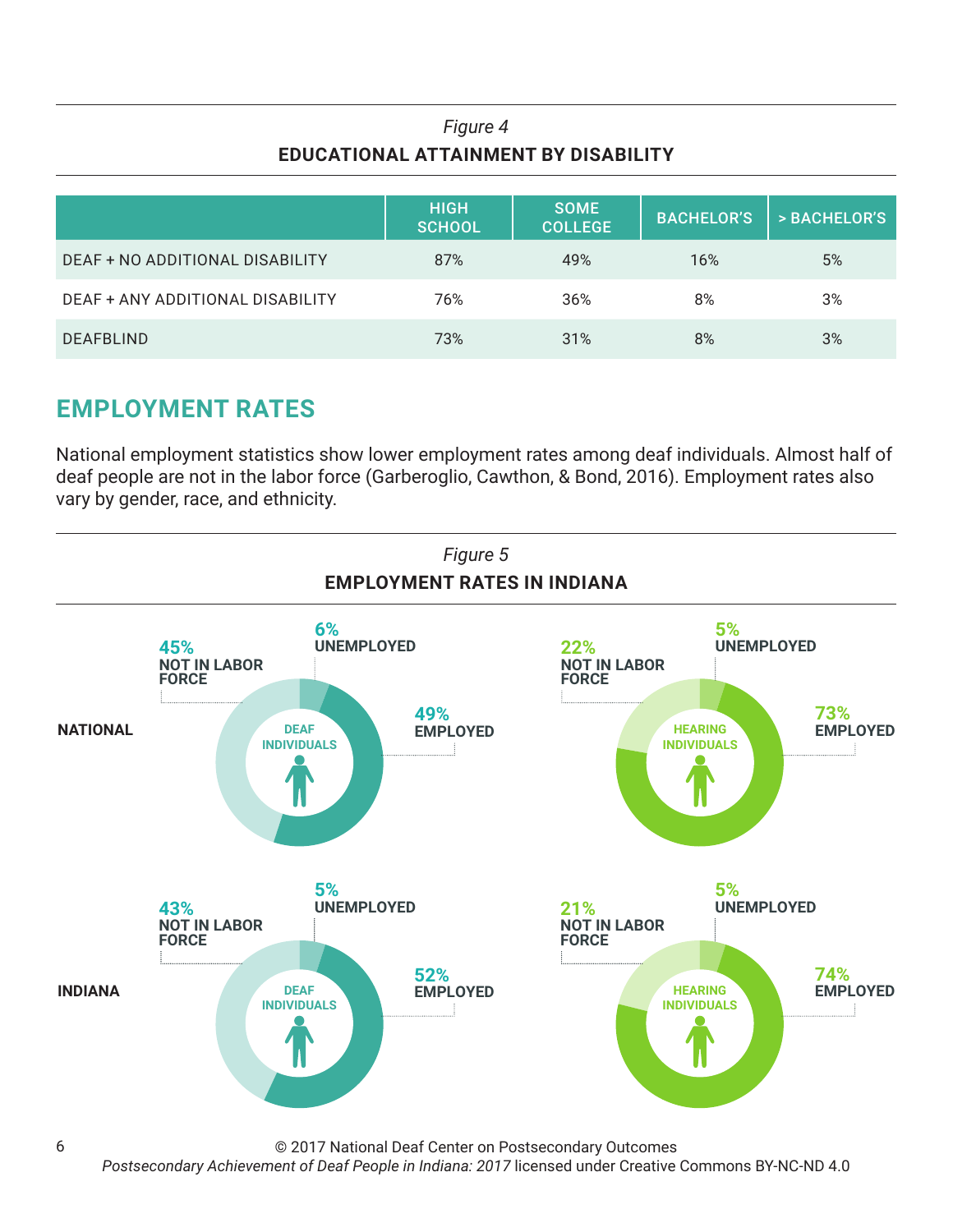*Figure 4*

**EDUCATIONAL ATTAINMENT BY DISABILITY**

| | HIGH SCHOOL | SOME COLLEGE | BACHELOR'S | > BACHELOR'S |
|---|---|---|---|---|
| DEAF + NO ADDITIONAL DISABILITY | 87% | 49% | 16% | 5% |
| DEAF + ANY ADDITIONAL DISABILITY | 76% | 36% | 8% | 3% |
| DEAFBLIND | 73% | 31% | 8% | 3% |

## EMPLOYMENT RATES

National employment statistics show lower employment rates among deaf individuals. Almost half of deaf people are not in the labor force (Garberoglio, Cawthon, & Bond, 2016). Employment rates also vary by gender, race, and ethnicity.

*Figure 5*

**EMPLOYMENT RATES IN INDIANA**

**NATIONAL**

DEAF INDIVIDUALS: 45% NOT IN LABOR FORCE; 6% UNEMPLOYED; 49% EMPLOYED

HEARING INDIVIDUALS: 22% NOT IN LABOR FORCE; 5% UNEMPLOYED; 73% EMPLOYED

**INDIANA**

DEAF INDIVIDUALS: 43% NOT IN LABOR FORCE; 5% UNEMPLOYED; 52% EMPLOYED

HEARING INDIVIDUALS: 21% NOT IN LABOR FORCE; 5% UNEMPLOYED; 74% EMPLOYED

© 2017 National Deaf Center on Postsecondary Outcomes
*Postsecondary Achievement of Deaf People in Indiana: 2017* licensed under Creative Commons BY-NC-ND 4.0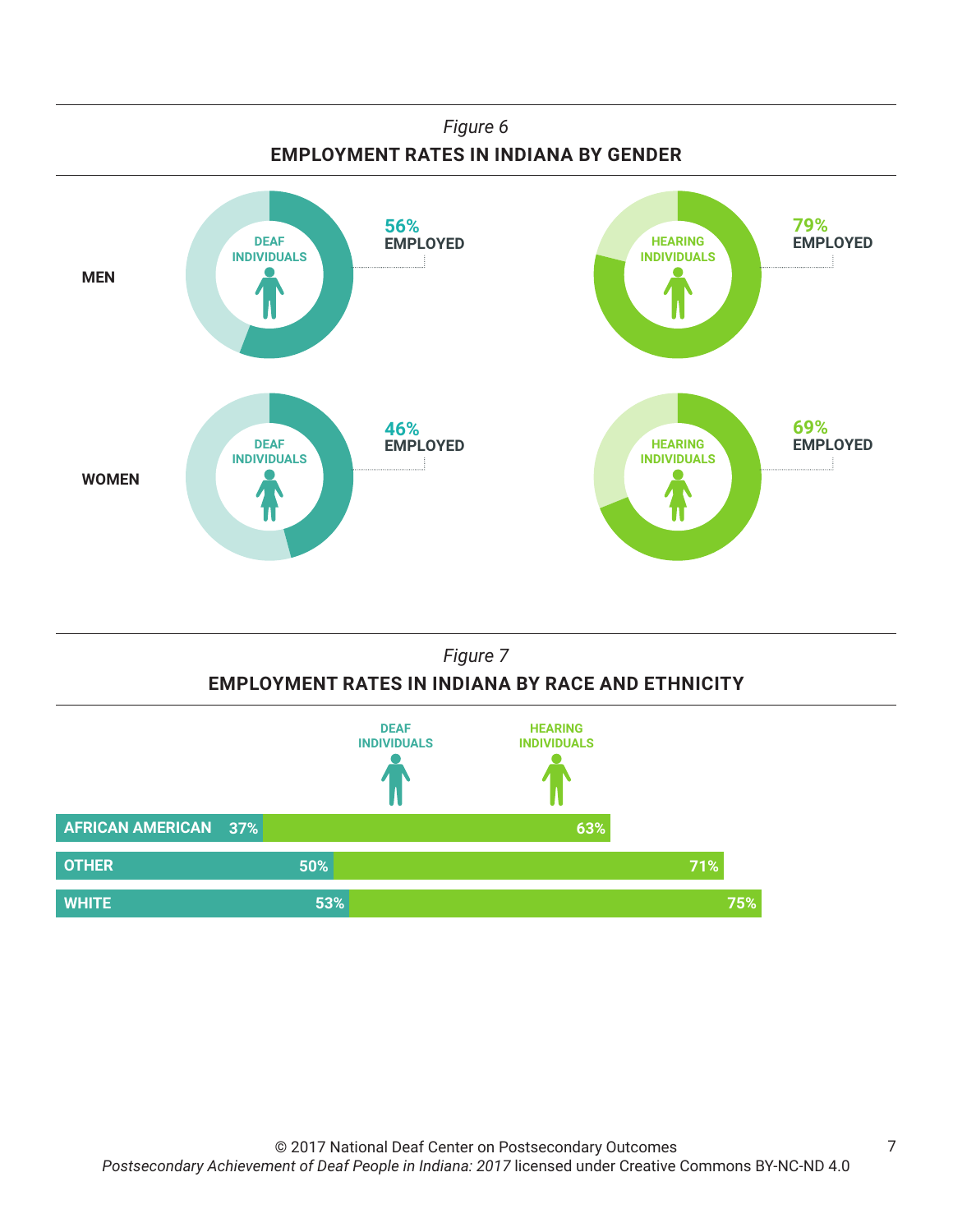*Figure 6*

**EMPLOYMENT RATES IN INDIANA BY GENDER**

| | Deaf Individuals | Hearing Individuals |
|---|---|---|
| **MEN** | 56% EMPLOYED | 79% EMPLOYED |
| **WOMEN** | 46% EMPLOYED | 69% EMPLOYED |

*Figure 7*

**EMPLOYMENT RATES IN INDIANA BY RACE AND ETHNICITY**

| | Deaf Individuals | Hearing Individuals |
|---|---|---|
| AFRICAN AMERICAN | 37% | 63% |
| OTHER | 50% | 71% |
| WHITE | 53% | 75% |

© 2017 National Deaf Center on Postsecondary Outcomes
*Postsecondary Achievement of Deaf People in Indiana: 2017* licensed under Creative Commons BY-NC-ND 4.0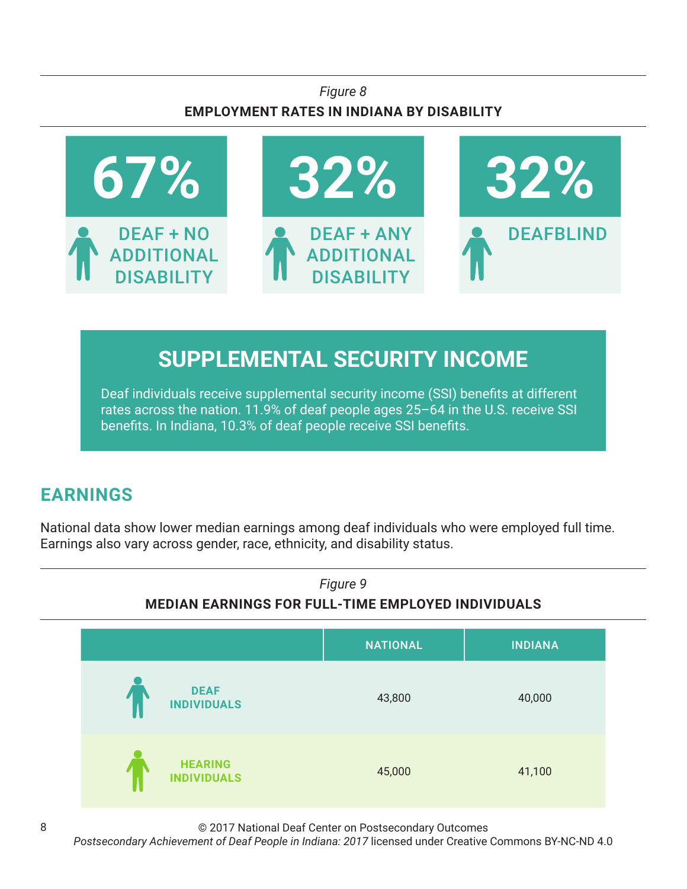*Figure 8*

**EMPLOYMENT RATES IN INDIANA BY DISABILITY**

| 67% | 32% | 32% |
|---|---|---|
| DEAF + NO ADDITIONAL DISABILITY | DEAF + ANY ADDITIONAL DISABILITY | DEAFBLIND |

## SUPPLEMENTAL SECURITY INCOME

Deaf individuals receive supplemental security income (SSI) benefits at different rates across the nation. 11.9% of deaf people ages 25–64 in the U.S. receive SSI benefits. In Indiana, 10.3% of deaf people receive SSI benefits.

## EARNINGS

National data show lower median earnings among deaf individuals who were employed full time. Earnings also vary across gender, race, ethnicity, and disability status.

*Figure 9*

**MEDIAN EARNINGS FOR FULL-TIME EMPLOYED INDIVIDUALS**

| | NATIONAL | INDIANA |
|---|---|---|
| DEAF INDIVIDUALS | 43,800 | 40,000 |
| HEARING INDIVIDUALS | 45,000 | 41,100 |

© 2017 National Deaf Center on Postsecondary Outcomes
*Postsecondary Achievement of Deaf People in Indiana: 2017* licensed under Creative Commons BY-NC-ND 4.0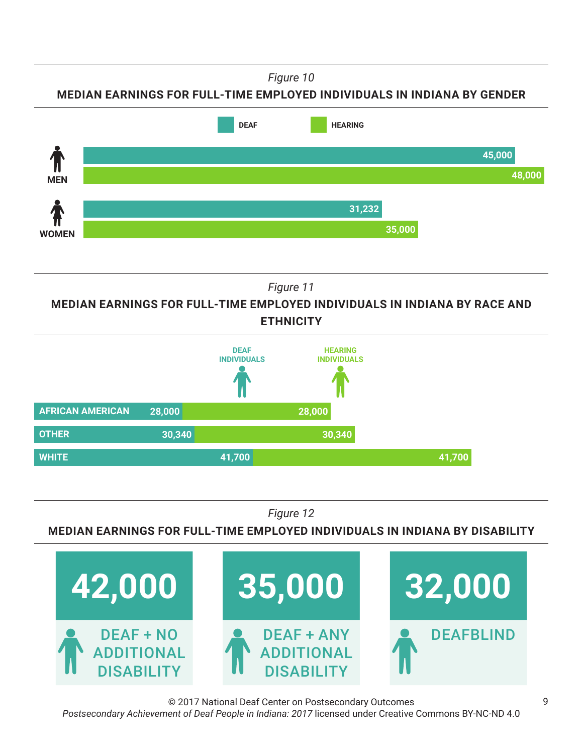*Figure 10*

**MEDIAN EARNINGS FOR FULL-TIME EMPLOYED INDIVIDUALS IN INDIANA BY GENDER**

| | DEAF | HEARING |
|---|---|---|
| MEN | 45,000 | 48,000 |
| WOMEN | 31,232 | 35,000 |

*Figure 11*

**MEDIAN EARNINGS FOR FULL-TIME EMPLOYED INDIVIDUALS IN INDIANA BY RACE AND ETHNICITY**

| | DEAF INDIVIDUALS | HEARING INDIVIDUALS |
|---|---|---|
| AFRICAN AMERICAN | 28,000 | 28,000 |
| OTHER | 30,340 | 30,340 |
| WHITE | 41,700 | 41,700 |

*Figure 12*

**MEDIAN EARNINGS FOR FULL-TIME EMPLOYED INDIVIDUALS IN INDIANA BY DISABILITY**

| DEAF + NO ADDITIONAL DISABILITY | DEAF + ANY ADDITIONAL DISABILITY | DEAFBLIND |
|---|---|---|
| 42,000 | 35,000 | 32,000 |

© 2017 National Deaf Center on Postsecondary Outcomes
*Postsecondary Achievement of Deaf People in Indiana: 2017* licensed under Creative Commons BY-NC-ND 4.0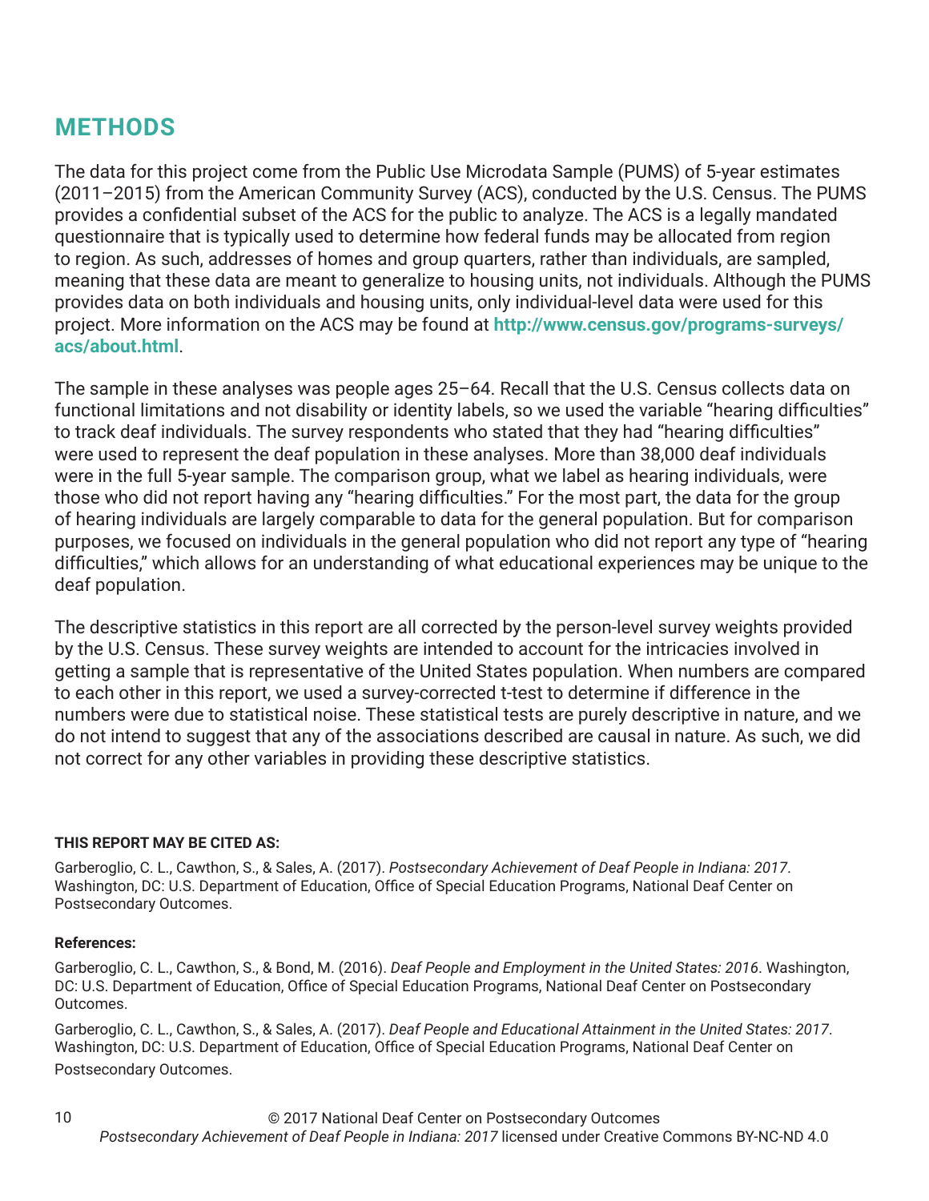# METHODS

The data for this project come from the Public Use Microdata Sample (PUMS) of 5-year estimates (2011–2015) from the American Community Survey (ACS), conducted by the U.S. Census. The PUMS provides a confidential subset of the ACS for the public to analyze. The ACS is a legally mandated questionnaire that is typically used to determine how federal funds may be allocated from region to region. As such, addresses of homes and group quarters, rather than individuals, are sampled, meaning that these data are meant to generalize to housing units, not individuals. Although the PUMS provides data on both individuals and housing units, only individual-level data were used for this project. More information on the ACS may be found at **http://www.census.gov/programs-surveys/acs/about.html**.

The sample in these analyses was people ages 25–64. Recall that the U.S. Census collects data on functional limitations and not disability or identity labels, so we used the variable "hearing difficulties" to track deaf individuals. The survey respondents who stated that they had "hearing difficulties" were used to represent the deaf population in these analyses. More than 38,000 deaf individuals were in the full 5-year sample. The comparison group, what we label as hearing individuals, were those who did not report having any "hearing difficulties." For the most part, the data for the group of hearing individuals are largely comparable to data for the general population. But for comparison purposes, we focused on individuals in the general population who did not report any type of "hearing difficulties," which allows for an understanding of what educational experiences may be unique to the deaf population.

The descriptive statistics in this report are all corrected by the person-level survey weights provided by the U.S. Census. These survey weights are intended to account for the intricacies involved in getting a sample that is representative of the United States population. When numbers are compared to each other in this report, we used a survey-corrected t-test to determine if difference in the numbers were due to statistical noise. These statistical tests are purely descriptive in nature, and we do not intend to suggest that any of the associations described are causal in nature. As such, we did not correct for any other variables in providing these descriptive statistics.

**THIS REPORT MAY BE CITED AS:**

Garberoglio, C. L., Cawthon, S., & Sales, A. (2017). *Postsecondary Achievement of Deaf People in Indiana: 2017*. Washington, DC: U.S. Department of Education, Office of Special Education Programs, National Deaf Center on Postsecondary Outcomes.

**References:**

Garberoglio, C. L., Cawthon, S., & Bond, M. (2016). *Deaf People and Employment in the United States: 2016*. Washington, DC: U.S. Department of Education, Office of Special Education Programs, National Deaf Center on Postsecondary Outcomes.

Garberoglio, C. L., Cawthon, S., & Sales, A. (2017). *Deaf People and Educational Attainment in the United States: 2017*. Washington, DC: U.S. Department of Education, Office of Special Education Programs, National Deaf Center on Postsecondary Outcomes.

© 2017 National Deaf Center on Postsecondary Outcomes
*Postsecondary Achievement of Deaf People in Indiana: 2017* licensed under Creative Commons BY-NC-ND 4.0